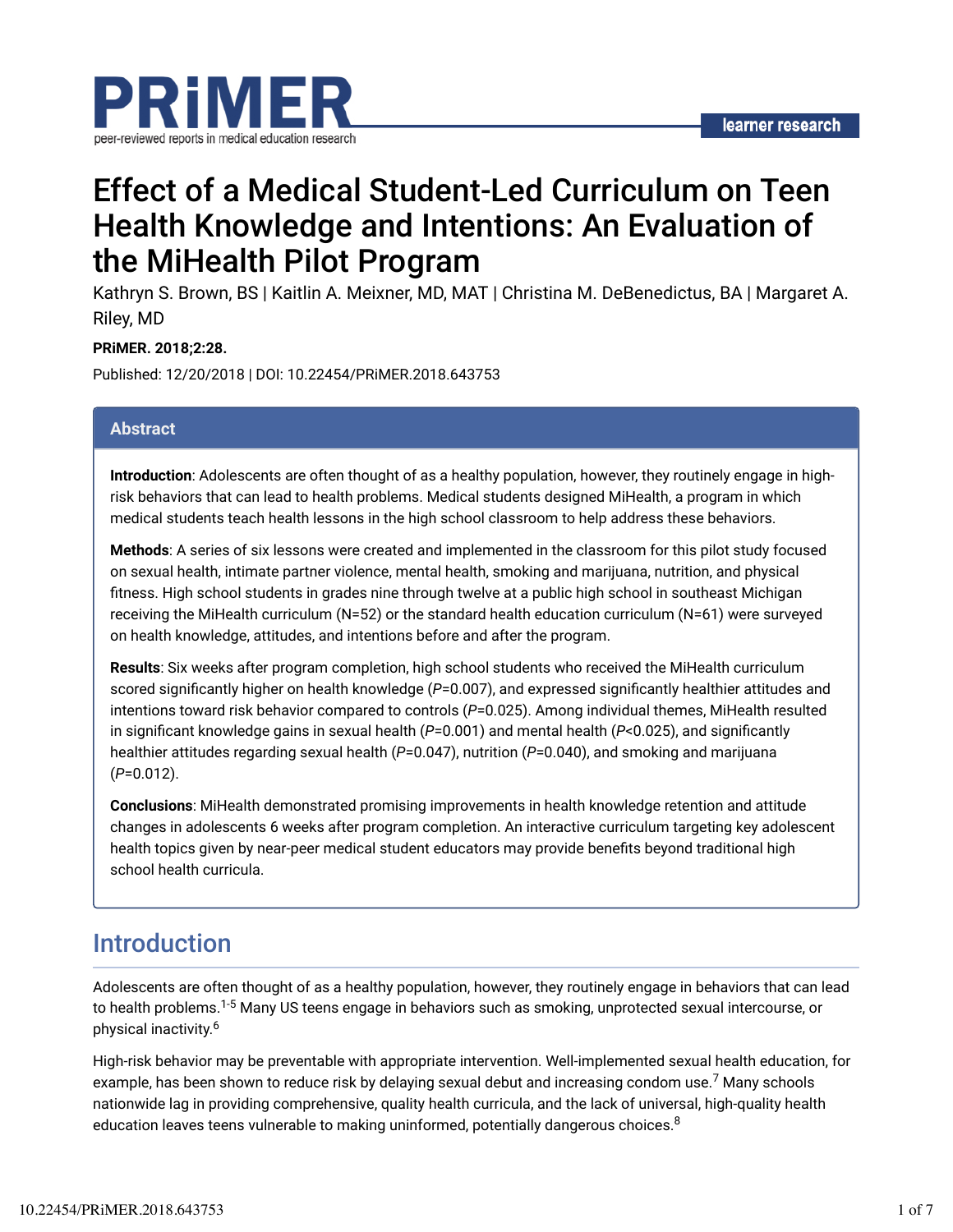# Effect of a Medical Student-Led Curriculum on Teen Health Knowledge and Intentions: An Evaluation of the MiHealth Pilot Program

Kathryn S. Brown, BS | Kaitlin A. Meixner, MD, MAT | Christina M. DeBenedictus, BA | Margaret A. Riley, MD

**PRiMER. 2018;2:28.**

Published: 12/20/2018 | DOI: 10.22454/PRiMER.2018.643753

## Abstract

**Introduction**: Adolescents are often thought of as a healthy population, however, they routinely engage in high-risk behaviors that can lead to health problems. Medical students designed MiHealth, a program in which medical students teach health lessons in the high school classroom to help address these behaviors.

**Methods**: A series of six lessons were created and implemented in the classroom for this pilot study focused on sexual health, intimate partner violence, mental health, smoking and marijuana, nutrition, and physical fitness. High school students in grades nine through twelve at a public high school in southeast Michigan receiving the MiHealth curriculum (N=52) or the standard health education curriculum (N=61) were surveyed on health knowledge, attitudes, and intentions before and after the program.

**Results**: Six weeks after program completion, high school students who received the MiHealth curriculum scored significantly higher on health knowledge ($P$=0.007), and expressed significantly healthier attitudes and intentions toward risk behavior compared to controls ($P$=0.025). Among individual themes, MiHealth resulted in significant knowledge gains in sexual health ($P$=0.001) and mental health ($P$<0.025), and significantly healthier attitudes regarding sexual health ($P$=0.047), nutrition ($P$=0.040), and smoking and marijuana ($P$=0.012).

**Conclusions**: MiHealth demonstrated promising improvements in health knowledge retention and attitude changes in adolescents 6 weeks after program completion. An interactive curriculum targeting key adolescent health topics given by near-peer medical student educators may provide benefits beyond traditional high school health curricula.

## Introduction

Adolescents are often thought of as a healthy population, however, they routinely engage in behaviors that can lead to health problems.[1-5] Many US teens engage in behaviors such as smoking, unprotected sexual intercourse, or physical inactivity.[6]

High-risk behavior may be preventable with appropriate intervention. Well-implemented sexual health education, for example, has been shown to reduce risk by delaying sexual debut and increasing condom use.[7] Many schools nationwide lag in providing comprehensive, quality health curricula, and the lack of universal, high-quality health education leaves teens vulnerable to making uninformed, potentially dangerous choices.[8]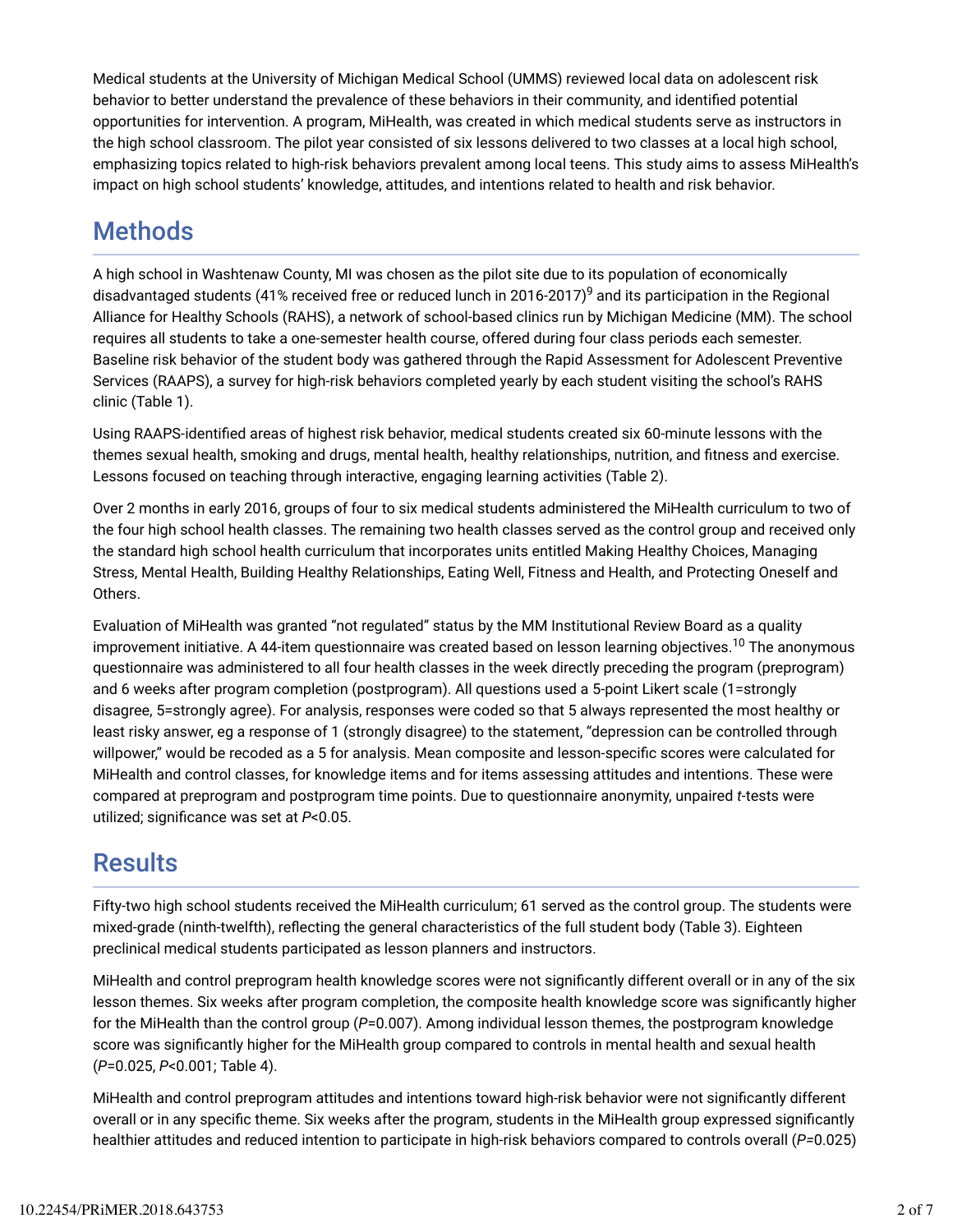Medical students at the University of Michigan Medical School (UMMS) reviewed local data on adolescent risk behavior to better understand the prevalence of these behaviors in their community, and identified potential opportunities for intervention. A program, MiHealth, was created in which medical students serve as instructors in the high school classroom. The pilot year consisted of six lessons delivered to two classes at a local high school, emphasizing topics related to high-risk behaviors prevalent among local teens. This study aims to assess MiHealth's impact on high school students' knowledge, attitudes, and intentions related to health and risk behavior.

## Methods

A high school in Washtenaw County, MI was chosen as the pilot site due to its population of economically disadvantaged students (41% received free or reduced lunch in 2016-2017)[9] and its participation in the Regional Alliance for Healthy Schools (RAHS), a network of school-based clinics run by Michigan Medicine (MM). The school requires all students to take a one-semester health course, offered during four class periods each semester. Baseline risk behavior of the student body was gathered through the Rapid Assessment for Adolescent Preventive Services (RAAPS), a survey for high-risk behaviors completed yearly by each student visiting the school's RAHS clinic (Table 1).

Using RAAPS-identified areas of highest risk behavior, medical students created six 60-minute lessons with the themes sexual health, smoking and drugs, mental health, healthy relationships, nutrition, and fitness and exercise. Lessons focused on teaching through interactive, engaging learning activities (Table 2).

Over 2 months in early 2016, groups of four to six medical students administered the MiHealth curriculum to two of the four high school health classes. The remaining two health classes served as the control group and received only the standard high school health curriculum that incorporates units entitled Making Healthy Choices, Managing Stress, Mental Health, Building Healthy Relationships, Eating Well, Fitness and Health, and Protecting Oneself and Others.

Evaluation of MiHealth was granted "not regulated" status by the MM Institutional Review Board as a quality improvement initiative. A 44-item questionnaire was created based on lesson learning objectives.[10] The anonymous questionnaire was administered to all four health classes in the week directly preceding the program (preprogram) and 6 weeks after program completion (postprogram). All questions used a 5-point Likert scale (1=strongly disagree, 5=strongly agree). For analysis, responses were coded so that 5 always represented the most healthy or least risky answer, eg a response of 1 (strongly disagree) to the statement, "depression can be controlled through willpower," would be recoded as a 5 for analysis. Mean composite and lesson-specific scores were calculated for MiHealth and control classes, for knowledge items and for items assessing attitudes and intentions. These were compared at preprogram and postprogram time points. Due to questionnaire anonymity, unpaired *t*-tests were utilized; significance was set at $P<0.05$.

## Results

Fifty-two high school students received the MiHealth curriculum; 61 served as the control group. The students were mixed-grade (ninth-twelfth), reflecting the general characteristics of the full student body (Table 3). Eighteen preclinical medical students participated as lesson planners and instructors.

MiHealth and control preprogram health knowledge scores were not significantly different overall or in any of the six lesson themes. Six weeks after program completion, the composite health knowledge score was significantly higher for the MiHealth than the control group ($P=0.007$). Among individual lesson themes, the postprogram knowledge score was significantly higher for the MiHealth group compared to controls in mental health and sexual health ($P=0.025$, $P<0.001$; Table 4).

MiHealth and control preprogram attitudes and intentions toward high-risk behavior were not significantly different overall or in any specific theme. Six weeks after the program, students in the MiHealth group expressed significantly healthier attitudes and reduced intention to participate in high-risk behaviors compared to controls overall ($P=0.025$)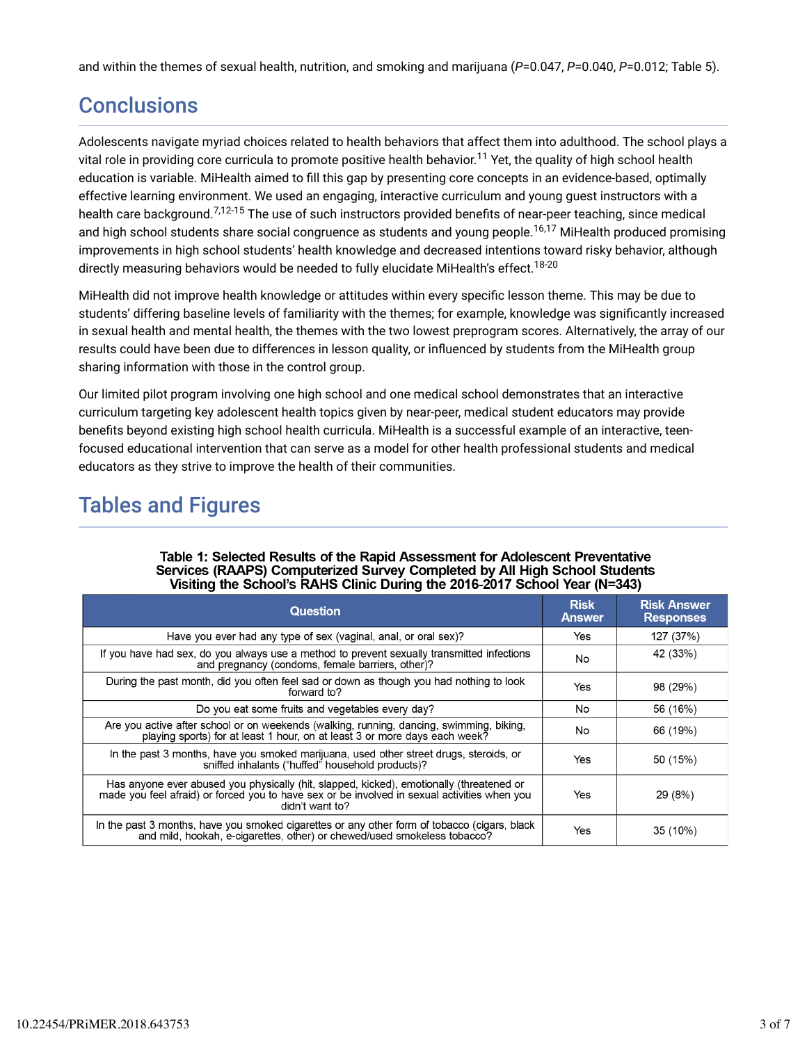and within the themes of sexual health, nutrition, and smoking and marijuana (*P*=0.047, *P*=0.040, *P*=0.012; Table 5).

## Conclusions

Adolescents navigate myriad choices related to health behaviors that affect them into adulthood. The school plays a vital role in providing core curricula to promote positive health behavior.[11] Yet, the quality of high school health education is variable. MiHealth aimed to fill this gap by presenting core concepts in an evidence-based, optimally effective learning environment. We used an engaging, interactive curriculum and young guest instructors with a health care background.[7,12-15] The use of such instructors provided benefits of near-peer teaching, since medical and high school students share social congruence as students and young people.[16,17] MiHealth produced promising improvements in high school students' health knowledge and decreased intentions toward risky behavior, although directly measuring behaviors would be needed to fully elucidate MiHealth's effect.[18-20]

MiHealth did not improve health knowledge or attitudes within every specific lesson theme. This may be due to students' differing baseline levels of familiarity with the themes; for example, knowledge was significantly increased in sexual health and mental health, the themes with the two lowest preprogram scores. Alternatively, the array of our results could have been due to differences in lesson quality, or influenced by students from the MiHealth group sharing information with those in the control group.

Our limited pilot program involving one high school and one medical school demonstrates that an interactive curriculum targeting key adolescent health topics given by near-peer, medical student educators may provide benefits beyond existing high school health curricula. MiHealth is a successful example of an interactive, teen-focused educational intervention that can serve as a model for other health professional students and medical educators as they strive to improve the health of their communities.

## Tables and Figures

**Table 1: Selected Results of the Rapid Assessment for Adolescent Preventative Services (RAAPS) Computerized Survey Completed by All High School Students Visiting the School's RAHS Clinic During the 2016-2017 School Year (N=343)**

| Question | Risk Answer | Risk Answer Responses |
|---|---|---|
| Have you ever had any type of sex (vaginal, anal, or oral sex)? | Yes | 127 (37%) |
| If you have had sex, do you always use a method to prevent sexually transmitted infections and pregnancy (condoms, female barriers, other)? | No | 42 (33%) |
| During the past month, did you often feel sad or down as though you had nothing to look forward to? | Yes | 98 (29%) |
| Do you eat some fruits and vegetables every day? | No | 56 (16%) |
| Are you active after school or on weekends (walking, running, dancing, swimming, biking, playing sports) for at least 1 hour, on at least 3 or more days each week? | No | 66 (19%) |
| In the past 3 months, have you smoked marijuana, used other street drugs, steroids, or sniffed inhalants ("huffed" household products)? | Yes | 50 (15%) |
| Has anyone ever abused you physically (hit, slapped, kicked), emotionally (threatened or made you feel afraid) or forced you to have sex or be involved in sexual activities when you didn't want to? | Yes | 29 (8%) |
| In the past 3 months, have you smoked cigarettes or any other form of tobacco (cigars, black and mild, hookah, e-cigarettes, other) or chewed/used smokeless tobacco? | Yes | 35 (10%) |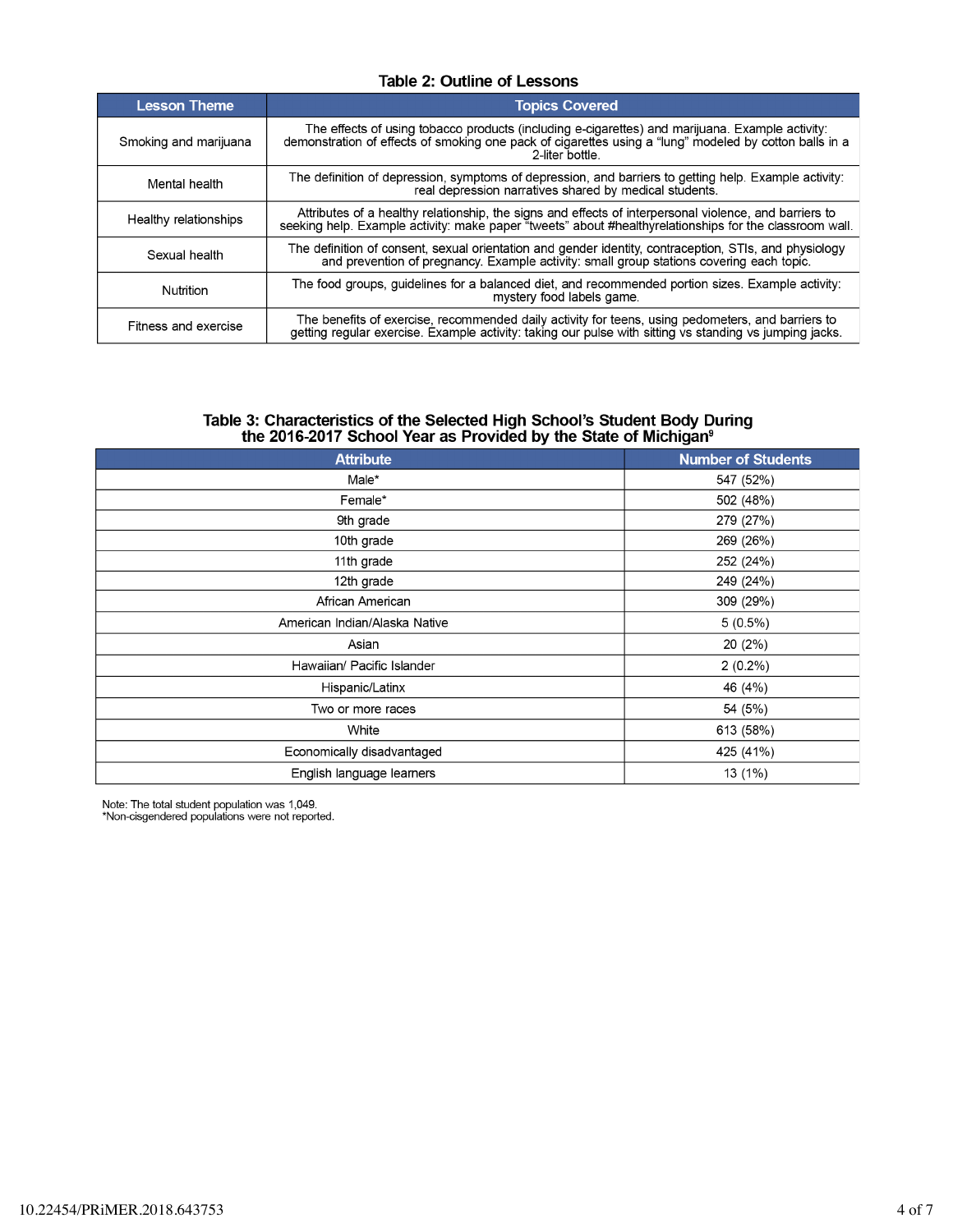**Table 2: Outline of Lessons**

| Lesson Theme | Topics Covered |
|---|---|
| Smoking and marijuana | The effects of using tobacco products (including e-cigarettes) and marijuana. Example activity: demonstration of effects of smoking one pack of cigarettes using a "lung" modeled by cotton balls in a 2-liter bottle. |
| Mental health | The definition of depression, symptoms of depression, and barriers to getting help. Example activity: real depression narratives shared by medical students. |
| Healthy relationships | Attributes of a healthy relationship, the signs and effects of interpersonal violence, and barriers to seeking help. Example activity: make paper "tweets" about #healthyrelationships for the classroom wall. |
| Sexual health | The definition of consent, sexual orientation and gender identity, contraception, STIs, and physiology and prevention of pregnancy. Example activity: small group stations covering each topic. |
| Nutrition | The food groups, guidelines for a balanced diet, and recommended portion sizes. Example activity: mystery food labels game. |
| Fitness and exercise | The benefits of exercise, recommended daily activity for teens, using pedometers, and barriers to getting regular exercise. Example activity: taking our pulse with sitting vs standing vs jumping jacks. |

**Table 3: Characteristics of the Selected High School's Student Body During the 2016-2017 School Year as Provided by the State of Michigan[9]**

| Attribute | Number of Students |
|---|---|
| Male* | 547 (52%) |
| Female* | 502 (48%) |
| 9th grade | 279 (27%) |
| 10th grade | 269 (26%) |
| 11th grade | 252 (24%) |
| 12th grade | 249 (24%) |
| African American | 309 (29%) |
| American Indian/Alaska Native | 5 (0.5%) |
| Asian | 20 (2%) |
| Hawaiian/ Pacific Islander | 2 (0.2%) |
| Hispanic/Latinx | 46 (4%) |
| Two or more races | 54 (5%) |
| White | 613 (58%) |
| Economically disadvantaged | 425 (41%) |
| English language learners | 13 (1%) |

Note: The total student population was 1,049.
*Non-cisgendered populations were not reported.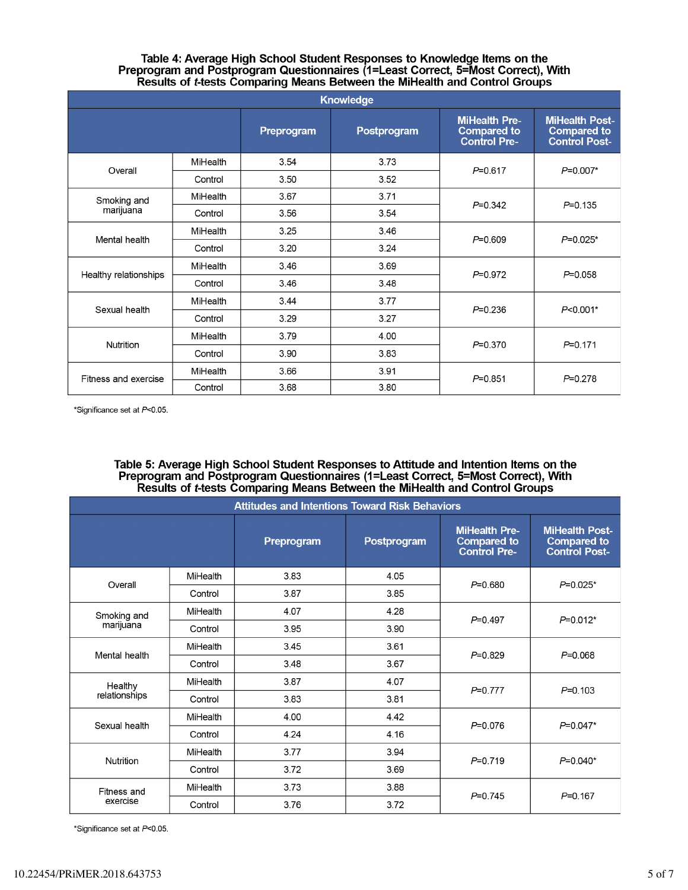**Table 4: Average High School Student Responses to Knowledge Items on the Preprogram and Postprogram Questionnaires (1=Least Correct, 5=Most Correct), With Results of *t*-tests Comparing Means Between the MiHealth and Control Groups**

| Knowledge | | | | | |
|---|---|---|---|---|---|
| | | Preprogram | Postprogram | MiHealth Pre- Compared to Control Pre- | MiHealth Post- Compared to Control Post- |
| Overall | MiHealth | 3.54 | 3.73 | *P*=0.617 | *P*=0.007* |
| | Control | 3.50 | 3.52 | | |
| Smoking and marijuana | MiHealth | 3.67 | 3.71 | *P*=0.342 | *P*=0.135 |
| | Control | 3.56 | 3.54 | | |
| Mental health | MiHealth | 3.25 | 3.46 | *P*=0.609 | *P*=0.025* |
| | Control | 3.20 | 3.24 | | |
| Healthy relationships | MiHealth | 3.46 | 3.69 | *P*=0.972 | *P*=0.058 |
| | Control | 3.46 | 3.48 | | |
| Sexual health | MiHealth | 3.44 | 3.77 | *P*=0.236 | *P*<0.001* |
| | Control | 3.29 | 3.27 | | |
| Nutrition | MiHealth | 3.79 | 4.00 | *P*=0.370 | *P*=0.171 |
| | Control | 3.90 | 3.83 | | |
| Fitness and exercise | MiHealth | 3.66 | 3.91 | *P*=0.851 | *P*=0.278 |
| | Control | 3.68 | 3.80 | | |

*Significance set at *P*<0.05.

**Table 5: Average High School Student Responses to Attitude and Intention Items on the Preprogram and Postprogram Questionnaires (1=Least Correct, 5=Most Correct), With Results of *t*-tests Comparing Means Between the MiHealth and Control Groups**

| Attitudes and Intentions Toward Risk Behaviors | | | | | |
|---|---|---|---|---|---|
| | | Preprogram | Postprogram | MiHealth Pre- Compared to Control Pre- | MiHealth Post- Compared to Control Post- |
| Overall | MiHealth | 3.83 | 4.05 | *P*=0.680 | *P*=0.025* |
| | Control | 3.87 | 3.85 | | |
| Smoking and marijuana | MiHealth | 4.07 | 4.28 | *P*=0.497 | *P*=0.012* |
| | Control | 3.95 | 3.90 | | |
| Mental health | MiHealth | 3.45 | 3.61 | *P*=0.829 | *P*=0.068 |
| | Control | 3.48 | 3.67 | | |
| Healthy relationships | MiHealth | 3.87 | 4.07 | *P*=0.777 | *P*=0.103 |
| | Control | 3.83 | 3.81 | | |
| Sexual health | MiHealth | 4.00 | 4.42 | *P*=0.076 | *P*=0.047* |
| | Control | 4.24 | 4.16 | | |
| Nutrition | MiHealth | 3.77 | 3.94 | *P*=0.719 | *P*=0.040* |
| | Control | 3.72 | 3.69 | | |
| Fitness and exercise | MiHealth | 3.73 | 3.88 | *P*=0.745 | *P*=0.167 |
| | Control | 3.76 | 3.72 | | |

*Significance set at *P*<0.05.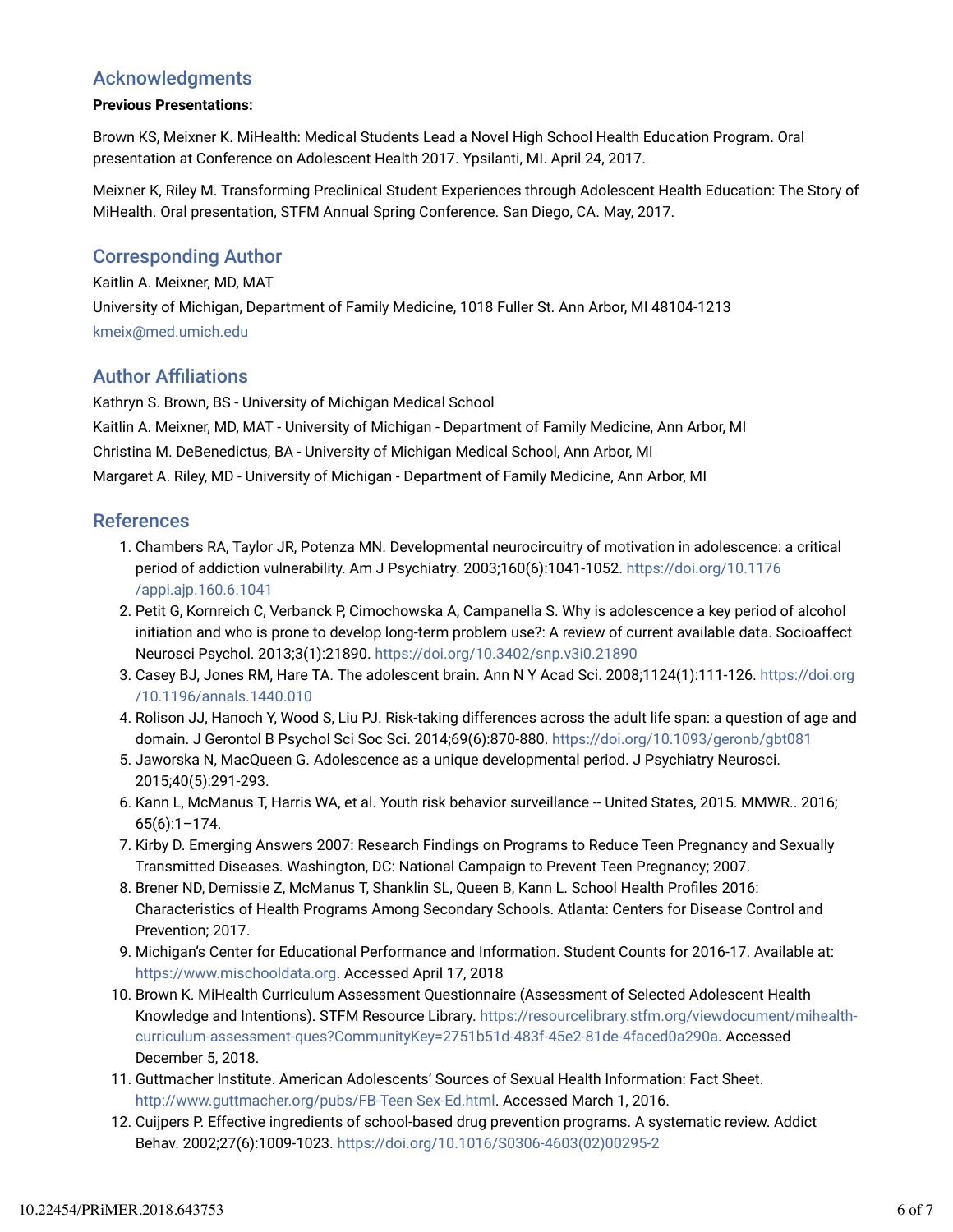## Acknowledgments

**Previous Presentations:**

Brown KS, Meixner K. MiHealth: Medical Students Lead a Novel High School Health Education Program. Oral presentation at Conference on Adolescent Health 2017. Ypsilanti, MI. April 24, 2017.

Meixner K, Riley M. Transforming Preclinical Student Experiences through Adolescent Health Education: The Story of MiHealth. Oral presentation, STFM Annual Spring Conference. San Diego, CA. May, 2017.

## Corresponding Author

Kaitlin A. Meixner, MD, MAT

University of Michigan, Department of Family Medicine, 1018 Fuller St. Ann Arbor, MI 48104-1213

kmeix@med.umich.edu

## Author Affiliations

Kathryn S. Brown, BS - University of Michigan Medical School

Kaitlin A. Meixner, MD, MAT - University of Michigan - Department of Family Medicine, Ann Arbor, MI

Christina M. DeBenedictus, BA - University of Michigan Medical School, Ann Arbor, MI

Margaret A. Riley, MD - University of Michigan - Department of Family Medicine, Ann Arbor, MI

## References

1. Chambers RA, Taylor JR, Potenza MN. Developmental neurocircuitry of motivation in adolescence: a critical period of addiction vulnerability. Am J Psychiatry. 2003;160(6):1041-1052. https://doi.org/10.1176/appi.ajp.160.6.1041
2. Petit G, Kornreich C, Verbanck P, Cimochowska A, Campanella S. Why is adolescence a key period of alcohol initiation and who is prone to develop long-term problem use?: A review of current available data. Socioaffect Neurosci Psychol. 2013;3(1):21890. https://doi.org/10.3402/snp.v3i0.21890
3. Casey BJ, Jones RM, Hare TA. The adolescent brain. Ann N Y Acad Sci. 2008;1124(1):111-126. https://doi.org/10.1196/annals.1440.010
4. Rolison JJ, Hanoch Y, Wood S, Liu PJ. Risk-taking differences across the adult life span: a question of age and domain. J Gerontol B Psychol Sci Soc Sci. 2014;69(6):870-880. https://doi.org/10.1093/geronb/gbt081
5. Jaworska N, MacQueen G. Adolescence as a unique developmental period. J Psychiatry Neurosci. 2015;40(5):291-293.
6. Kann L, McManus T, Harris WA, et al. Youth risk behavior surveillance -- United States, 2015. MMWR.. 2016; 65(6):1–174.
7. Kirby D. Emerging Answers 2007: Research Findings on Programs to Reduce Teen Pregnancy and Sexually Transmitted Diseases. Washington, DC: National Campaign to Prevent Teen Pregnancy; 2007.
8. Brener ND, Demissie Z, McManus T, Shanklin SL, Queen B, Kann L. School Health Profiles 2016: Characteristics of Health Programs Among Secondary Schools. Atlanta: Centers for Disease Control and Prevention; 2017.
9. Michigan's Center for Educational Performance and Information. Student Counts for 2016-17. Available at: https://www.mischooldata.org. Accessed April 17, 2018
10. Brown K. MiHealth Curriculum Assessment Questionnaire (Assessment of Selected Adolescent Health Knowledge and Intentions). STFM Resource Library. https://resourcelibrary.stfm.org/viewdocument/mihealth-curriculum-assessment-ques?CommunityKey=2751b51d-483f-45e2-81de-4faced0a290a. Accessed December 5, 2018.
11. Guttmacher Institute. American Adolescents' Sources of Sexual Health Information: Fact Sheet. http://www.guttmacher.org/pubs/FB-Teen-Sex-Ed.html. Accessed March 1, 2016.
12. Cuijpers P. Effective ingredients of school-based drug prevention programs. A systematic review. Addict Behav. 2002;27(6):1009-1023. https://doi.org/10.1016/S0306-4603(02)00295-2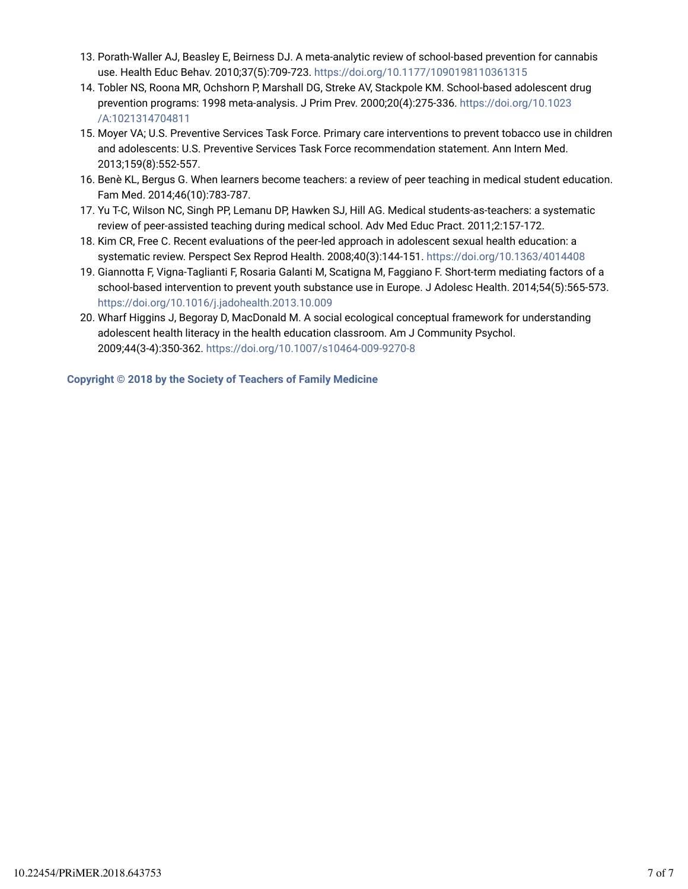13. Porath-Waller AJ, Beasley E, Beirness DJ. A meta-analytic review of school-based prevention for cannabis use. Health Educ Behav. 2010;37(5):709-723. https://doi.org/10.1177/1090198110361315
14. Tobler NS, Roona MR, Ochshorn P, Marshall DG, Streke AV, Stackpole KM. School-based adolescent drug prevention programs: 1998 meta-analysis. J Prim Prev. 2000;20(4):275-336. https://doi.org/10.1023/A:1021314704811
15. Moyer VA; U.S. Preventive Services Task Force. Primary care interventions to prevent tobacco use in children and adolescents: U.S. Preventive Services Task Force recommendation statement. Ann Intern Med. 2013;159(8):552-557.
16. Benè KL, Bergus G. When learners become teachers: a review of peer teaching in medical student education. Fam Med. 2014;46(10):783-787.
17. Yu T-C, Wilson NC, Singh PP, Lemanu DP, Hawken SJ, Hill AG. Medical students-as-teachers: a systematic review of peer-assisted teaching during medical school. Adv Med Educ Pract. 2011;2:157-172.
18. Kim CR, Free C. Recent evaluations of the peer-led approach in adolescent sexual health education: a systematic review. Perspect Sex Reprod Health. 2008;40(3):144-151. https://doi.org/10.1363/4014408
19. Giannotta F, Vigna-Taglianti F, Rosaria Galanti M, Scatigna M, Faggiano F. Short-term mediating factors of a school-based intervention to prevent youth substance use in Europe. J Adolesc Health. 2014;54(5):565-573. https://doi.org/10.1016/j.jadohealth.2013.10.009
20. Wharf Higgins J, Begoray D, MacDonald M. A social ecological conceptual framework for understanding adolescent health literacy in the health education classroom. Am J Community Psychol. 2009;44(3-4):350-362. https://doi.org/10.1007/s10464-009-9270-8

**Copyright © 2018 by the Society of Teachers of Family Medicine**